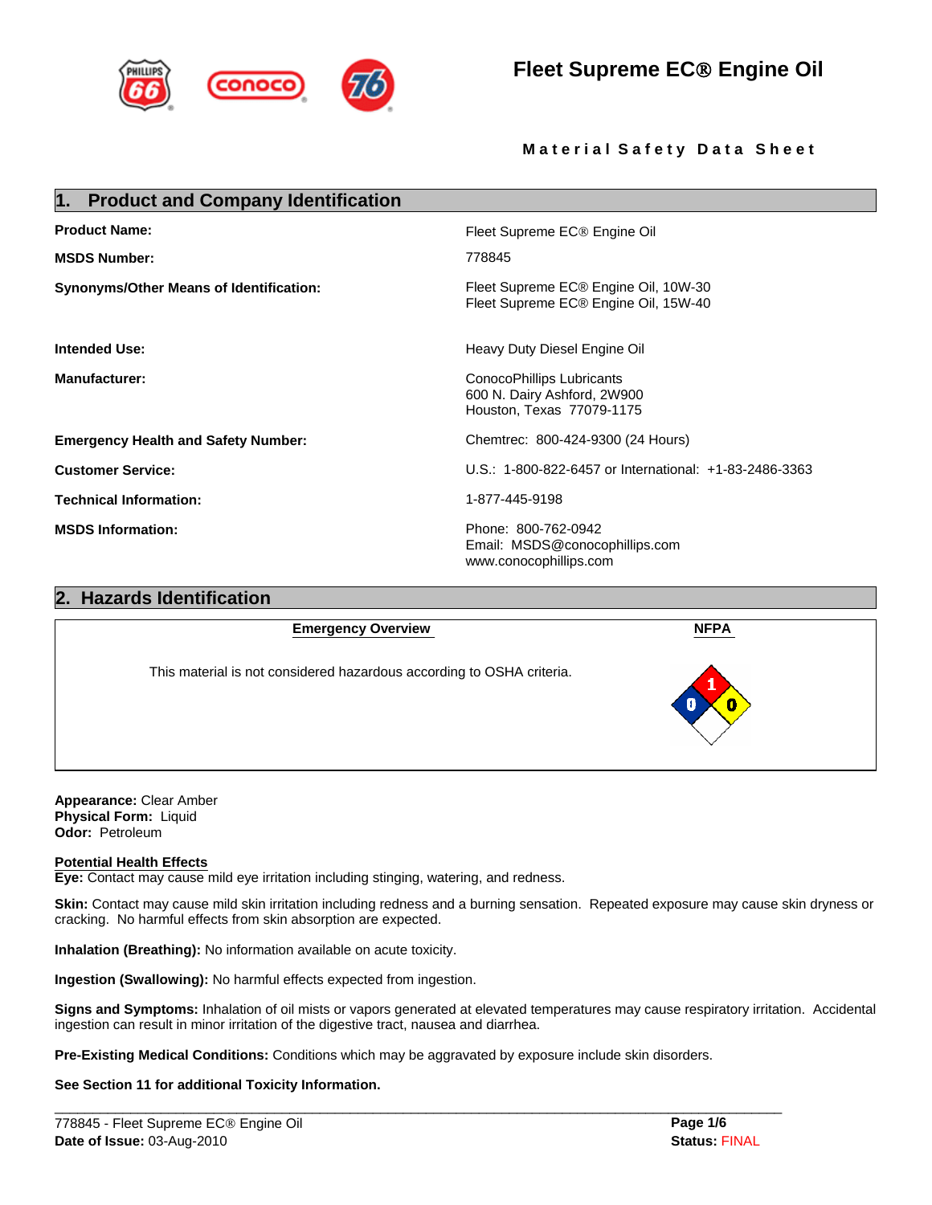# Fleet Supreme EC® Engine Oil

**Material Safety Data Sheet**

## 1. Product and Company Identification

| | |
|---|---|
| **Product Name:** | Fleet Supreme EC® Engine Oil |
| **MSDS Number:** | 778845 |
| **Synonyms/Other Means of Identification:** | Fleet Supreme EC® Engine Oil, 10W-30<br>Fleet Supreme EC® Engine Oil, 15W-40 |
| **Intended Use:** | Heavy Duty Diesel Engine Oil |
| **Manufacturer:** | ConocoPhillips Lubricants<br>600 N. Dairy Ashford, 2W900<br>Houston, Texas 77079-1175 |
| **Emergency Health and Safety Number:** | Chemtrec: 800-424-9300 (24 Hours) |
| **Customer Service:** | U.S.: 1-800-822-6457 or International: +1-83-2486-3363 |
| **Technical Information:** | 1-877-445-9198 |
| **MSDS Information:** | Phone: 800-762-0942<br>Email: MSDS@conocophillips.com<br>www.conocophillips.com |

## 2. Hazards Identification

**Emergency Overview**

This material is not considered hazardous according to OSHA criteria.

**NFPA**

Health: 0 | Flammability: 1 | Reactivity: 0

**Appearance:** Clear Amber
**Physical Form:** Liquid
**Odor:** Petroleum

**Potential Health Effects**

**Eye:** Contact may cause mild eye irritation including stinging, watering, and redness.

**Skin:** Contact may cause mild skin irritation including redness and a burning sensation. Repeated exposure may cause skin dryness or cracking. No harmful effects from skin absorption are expected.

**Inhalation (Breathing):** No information available on acute toxicity.

**Ingestion (Swallowing):** No harmful effects expected from ingestion.

**Signs and Symptoms:** Inhalation of oil mists or vapors generated at elevated temperatures may cause respiratory irritation. Accidental ingestion can result in minor irritation of the digestive tract, nausea and diarrhea.

**Pre-Existing Medical Conditions:** Conditions which may be aggravated by exposure include skin disorders.

**See Section 11 for additional Toxicity Information.**

778845 - Fleet Supreme EC® Engine Oil
**Date of Issue:** 03-Aug-2010
**Status:** FINAL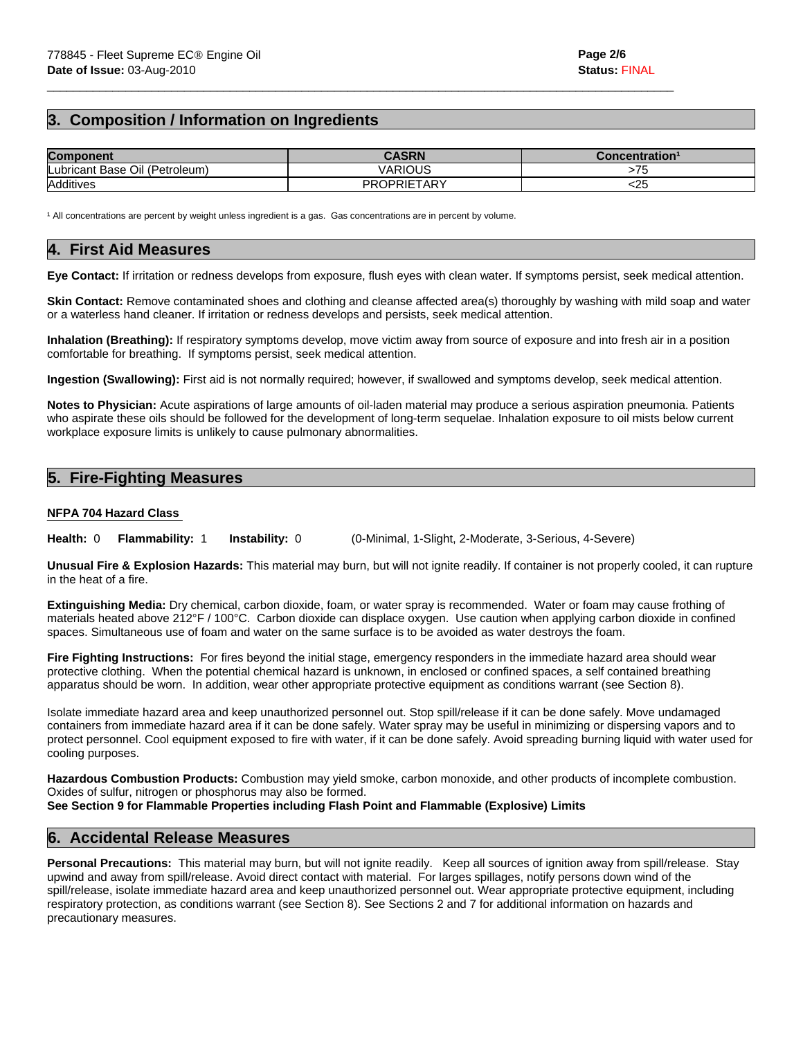## 3. Composition / Information on Ingredients

| Component | CASRN | Concentration[1] |
|---|---|---|
| Lubricant Base Oil (Petroleum) | VARIOUS | >75 |
| Additives | PROPRIETARY | <25 |

[1] All concentrations are percent by weight unless ingredient is a gas. Gas concentrations are in percent by volume.

## 4. First Aid Measures

**Eye Contact:** If irritation or redness develops from exposure, flush eyes with clean water. If symptoms persist, seek medical attention.

**Skin Contact:** Remove contaminated shoes and clothing and cleanse affected area(s) thoroughly by washing with mild soap and water or a waterless hand cleaner. If irritation or redness develops and persists, seek medical attention.

**Inhalation (Breathing):** If respiratory symptoms develop, move victim away from source of exposure and into fresh air in a position comfortable for breathing. If symptoms persist, seek medical attention.

**Ingestion (Swallowing):** First aid is not normally required; however, if swallowed and symptoms develop, seek medical attention.

**Notes to Physician:** Acute aspirations of large amounts of oil-laden material may produce a serious aspiration pneumonia. Patients who aspirate these oils should be followed for the development of long-term sequelae. Inhalation exposure to oil mists below current workplace exposure limits is unlikely to cause pulmonary abnormalities.

## 5. Fire-Fighting Measures

**NFPA 704 Hazard Class**

**Health:** 0 **Flammability:** 1 **Instability:** 0 (0-Minimal, 1-Slight, 2-Moderate, 3-Serious, 4-Severe)

**Unusual Fire & Explosion Hazards:** This material may burn, but will not ignite readily. If container is not properly cooled, it can rupture in the heat of a fire.

**Extinguishing Media:** Dry chemical, carbon dioxide, foam, or water spray is recommended. Water or foam may cause frothing of materials heated above 212°F / 100°C. Carbon dioxide can displace oxygen. Use caution when applying carbon dioxide in confined spaces. Simultaneous use of foam and water on the same surface is to be avoided as water destroys the foam.

**Fire Fighting Instructions:** For fires beyond the initial stage, emergency responders in the immediate hazard area should wear protective clothing. When the potential chemical hazard is unknown, in enclosed or confined spaces, a self contained breathing apparatus should be worn. In addition, wear other appropriate protective equipment as conditions warrant (see Section 8).

Isolate immediate hazard area and keep unauthorized personnel out. Stop spill/release if it can be done safely. Move undamaged containers from immediate hazard area if it can be done safely. Water spray may be useful in minimizing or dispersing vapors and to protect personnel. Cool equipment exposed to fire with water, if it can be done safely. Avoid spreading burning liquid with water used for cooling purposes.

**Hazardous Combustion Products:** Combustion may yield smoke, carbon monoxide, and other products of incomplete combustion. Oxides of sulfur, nitrogen or phosphorus may also be formed.

**See Section 9 for Flammable Properties including Flash Point and Flammable (Explosive) Limits**

## 6. Accidental Release Measures

**Personal Precautions:** This material may burn, but will not ignite readily. Keep all sources of ignition away from spill/release. Stay upwind and away from spill/release. Avoid direct contact with material. For larges spillages, notify persons down wind of the spill/release, isolate immediate hazard area and keep unauthorized personnel out. Wear appropriate protective equipment, including respiratory protection, as conditions warrant (see Section 8). See Sections 2 and 7 for additional information on hazards and precautionary measures.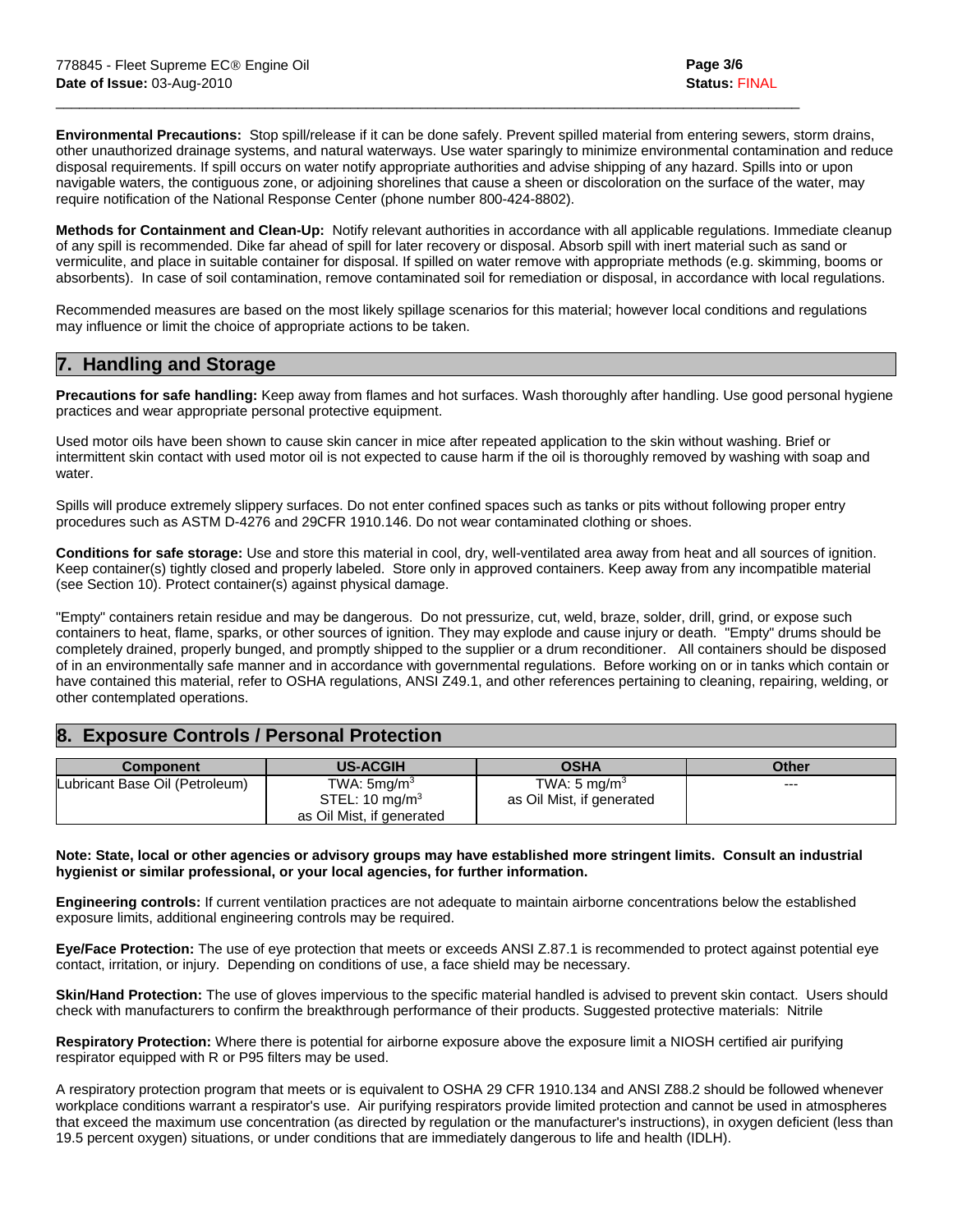**Environmental Precautions:** Stop spill/release if it can be done safely. Prevent spilled material from entering sewers, storm drains, other unauthorized drainage systems, and natural waterways. Use water sparingly to minimize environmental contamination and reduce disposal requirements. If spill occurs on water notify appropriate authorities and advise shipping of any hazard. Spills into or upon navigable waters, the contiguous zone, or adjoining shorelines that cause a sheen or discoloration on the surface of the water, may require notification of the National Response Center (phone number 800-424-8802).

**Methods for Containment and Clean-Up:** Notify relevant authorities in accordance with all applicable regulations. Immediate cleanup of any spill is recommended. Dike far ahead of spill for later recovery or disposal. Absorb spill with inert material such as sand or vermiculite, and place in suitable container for disposal. If spilled on water remove with appropriate methods (e.g. skimming, booms or absorbents). In case of soil contamination, remove contaminated soil for remediation or disposal, in accordance with local regulations.

Recommended measures are based on the most likely spillage scenarios for this material; however local conditions and regulations may influence or limit the choice of appropriate actions to be taken.

## 7. Handling and Storage

**Precautions for safe handling:** Keep away from flames and hot surfaces. Wash thoroughly after handling. Use good personal hygiene practices and wear appropriate personal protective equipment.

Used motor oils have been shown to cause skin cancer in mice after repeated application to the skin without washing. Brief or intermittent skin contact with used motor oil is not expected to cause harm if the oil is thoroughly removed by washing with soap and water.

Spills will produce extremely slippery surfaces. Do not enter confined spaces such as tanks or pits without following proper entry procedures such as ASTM D-4276 and 29CFR 1910.146. Do not wear contaminated clothing or shoes.

**Conditions for safe storage:** Use and store this material in cool, dry, well-ventilated area away from heat and all sources of ignition. Keep container(s) tightly closed and properly labeled. Store only in approved containers. Keep away from any incompatible material (see Section 10). Protect container(s) against physical damage.

"Empty" containers retain residue and may be dangerous. Do not pressurize, cut, weld, braze, solder, drill, grind, or expose such containers to heat, flame, sparks, or other sources of ignition. They may explode and cause injury or death. "Empty" drums should be completely drained, properly bunged, and promptly shipped to the supplier or a drum reconditioner. All containers should be disposed of in an environmentally safe manner and in accordance with governmental regulations. Before working on or in tanks which contain or have contained this material, refer to OSHA regulations, ANSI Z49.1, and other references pertaining to cleaning, repairing, welding, or other contemplated operations.

## 8. Exposure Controls / Personal Protection

| Component | US-ACGIH | OSHA | Other |
|---|---|---|---|
| Lubricant Base Oil (Petroleum) | TWA: 5mg/$m^3$<br>STEL: 10 mg/$m^3$<br>as Oil Mist, if generated | TWA: 5 mg/$m^3$<br>as Oil Mist, if generated | --- |

**Note: State, local or other agencies or advisory groups may have established more stringent limits. Consult an industrial hygienist or similar professional, or your local agencies, for further information.**

**Engineering controls:** If current ventilation practices are not adequate to maintain airborne concentrations below the established exposure limits, additional engineering controls may be required.

**Eye/Face Protection:** The use of eye protection that meets or exceeds ANSI Z.87.1 is recommended to protect against potential eye contact, irritation, or injury. Depending on conditions of use, a face shield may be necessary.

**Skin/Hand Protection:** The use of gloves impervious to the specific material handled is advised to prevent skin contact. Users should check with manufacturers to confirm the breakthrough performance of their products. Suggested protective materials: Nitrile

**Respiratory Protection:** Where there is potential for airborne exposure above the exposure limit a NIOSH certified air purifying respirator equipped with R or P95 filters may be used.

A respiratory protection program that meets or is equivalent to OSHA 29 CFR 1910.134 and ANSI Z88.2 should be followed whenever workplace conditions warrant a respirator's use. Air purifying respirators provide limited protection and cannot be used in atmospheres that exceed the maximum use concentration (as directed by regulation or the manufacturer's instructions), in oxygen deficient (less than 19.5 percent oxygen) situations, or under conditions that are immediately dangerous to life and health (IDLH).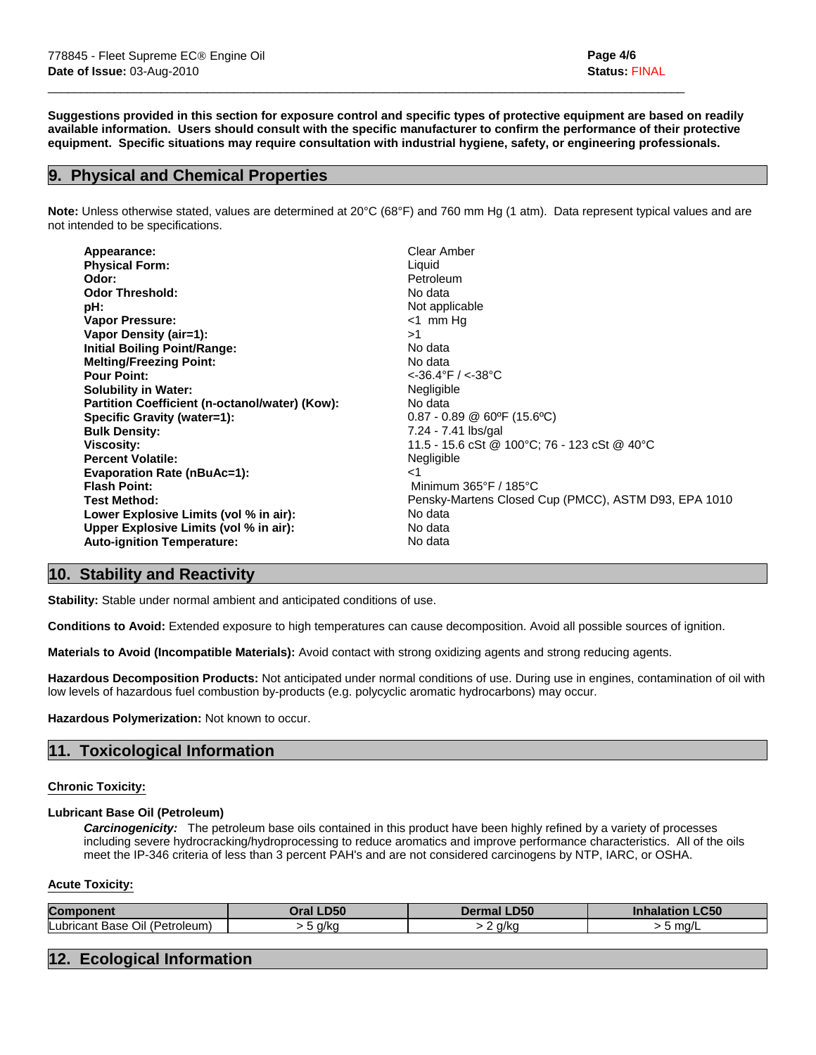**Suggestions provided in this section for exposure control and specific types of protective equipment are based on readily available information. Users should consult with the specific manufacturer to confirm the performance of their protective equipment. Specific situations may require consultation with industrial hygiene, safety, or engineering professionals.**

## 9. Physical and Chemical Properties

**Note:** Unless otherwise stated, values are determined at 20°C (68°F) and 760 mm Hg (1 atm). Data represent typical values and are not intended to be specifications.

| | |
|---|---|
| **Appearance:** | Clear Amber |
| **Physical Form:** | Liquid |
| **Odor:** | Petroleum |
| **Odor Threshold:** | No data |
| **pH:** | Not applicable |
| **Vapor Pressure:** | <1 mm Hg |
| **Vapor Density (air=1):** | >1 |
| **Initial Boiling Point/Range:** | No data |
| **Melting/Freezing Point:** | No data |
| **Pour Point:** | <-36.4°F / <-38°C |
| **Solubility in Water:** | Negligible |
| **Partition Coefficient (n-octanol/water) (Kow):** | No data |
| **Specific Gravity (water=1):** | 0.87 - 0.89 @ 60ºF (15.6ºC) |
| **Bulk Density:** | 7.24 - 7.41 lbs/gal |
| **Viscosity:** | 11.5 - 15.6 cSt @ 100°C; 76 - 123 cSt @ 40°C |
| **Percent Volatile:** | Negligible |
| **Evaporation Rate (nBuAc=1):** | <1 |
| **Flash Point:** | Minimum 365°F / 185°C |
| **Test Method:** | Pensky-Martens Closed Cup (PMCC), ASTM D93, EPA 1010 |
| **Lower Explosive Limits (vol % in air):** | No data |
| **Upper Explosive Limits (vol % in air):** | No data |
| **Auto-ignition Temperature:** | No data |

## 10. Stability and Reactivity

**Stability:** Stable under normal ambient and anticipated conditions of use.

**Conditions to Avoid:** Extended exposure to high temperatures can cause decomposition. Avoid all possible sources of ignition.

**Materials to Avoid (Incompatible Materials):** Avoid contact with strong oxidizing agents and strong reducing agents.

**Hazardous Decomposition Products:** Not anticipated under normal conditions of use. During use in engines, contamination of oil with low levels of hazardous fuel combustion by-products (e.g. polycyclic aromatic hydrocarbons) may occur.

**Hazardous Polymerization:** Not known to occur.

## 11. Toxicological Information

**Chronic Toxicity:**

**Lubricant Base Oil (Petroleum)**

***Carcinogenicity:*** The petroleum base oils contained in this product have been highly refined by a variety of processes including severe hydrocracking/hydroprocessing to reduce aromatics and improve performance characteristics. All of the oils meet the IP-346 criteria of less than 3 percent PAH's and are not considered carcinogens by NTP, IARC, or OSHA.

**Acute Toxicity:**

| Component | Oral LD50 | Dermal LD50 | Inhalation LC50 |
|---|---|---|---|
| Lubricant Base Oil (Petroleum) | > 5 g/kg | > 2 g/kg | > 5 mg/L |

## 12. Ecological Information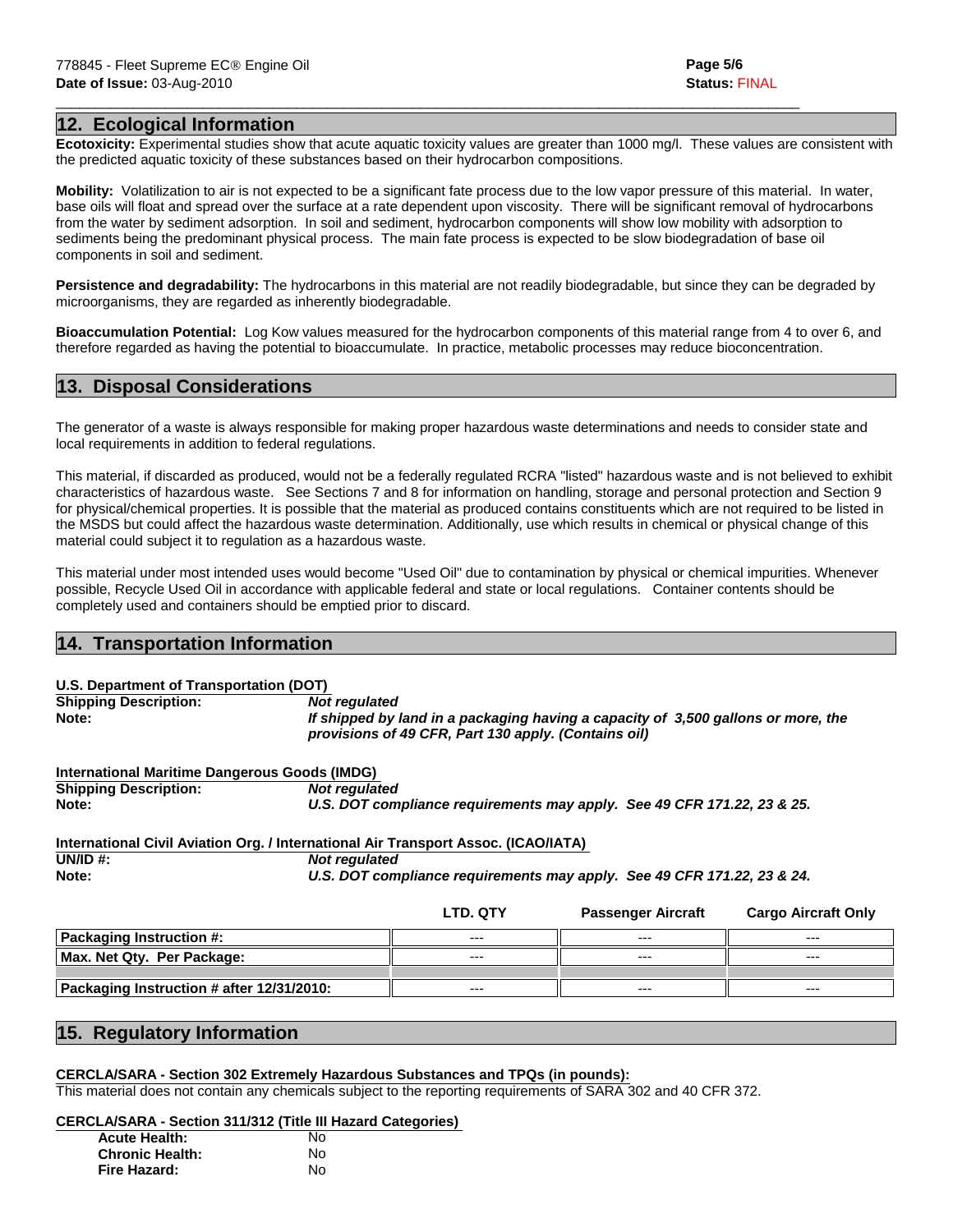## 12. Ecological Information

**Ecotoxicity:** Experimental studies show that acute aquatic toxicity values are greater than 1000 mg/l. These values are consistent with the predicted aquatic toxicity of these substances based on their hydrocarbon compositions.

**Mobility:** Volatilization to air is not expected to be a significant fate process due to the low vapor pressure of this material. In water, base oils will float and spread over the surface at a rate dependent upon viscosity. There will be significant removal of hydrocarbons from the water by sediment adsorption. In soil and sediment, hydrocarbon components will show low mobility with adsorption to sediments being the predominant physical process. The main fate process is expected to be slow biodegradation of base oil components in soil and sediment.

**Persistence and degradability:** The hydrocarbons in this material are not readily biodegradable, but since they can be degraded by microorganisms, they are regarded as inherently biodegradable.

**Bioaccumulation Potential:** Log Kow values measured for the hydrocarbon components of this material range from 4 to over 6, and therefore regarded as having the potential to bioaccumulate. In practice, metabolic processes may reduce bioconcentration.

## 13. Disposal Considerations

The generator of a waste is always responsible for making proper hazardous waste determinations and needs to consider state and local requirements in addition to federal regulations.

This material, if discarded as produced, would not be a federally regulated RCRA "listed" hazardous waste and is not believed to exhibit characteristics of hazardous waste. See Sections 7 and 8 for information on handling, storage and personal protection and Section 9 for physical/chemical properties. It is possible that the material as produced contains constituents which are not required to be listed in the MSDS but could affect the hazardous waste determination. Additionally, use which results in chemical or physical change of this material could subject it to regulation as a hazardous waste.

This material under most intended uses would become "Used Oil" due to contamination by physical or chemical impurities. Whenever possible, Recycle Used Oil in accordance with applicable federal and state or local regulations. Container contents should be completely used and containers should be emptied prior to discard.

## 14. Transportation Information

**U.S. Department of Transportation (DOT)**

**Shipping Description:** ***Not regulated***

**Note:** ***If shipped by land in a packaging having a capacity of 3,500 gallons or more, the provisions of 49 CFR, Part 130 apply. (Contains oil)***

**International Maritime Dangerous Goods (IMDG)**

**Shipping Description:** ***Not regulated***

**Note:** ***U.S. DOT compliance requirements may apply. See 49 CFR 171.22, 23 & 25.***

**International Civil Aviation Org. / International Air Transport Assoc. (ICAO/IATA)**

**UN/ID #:** ***Not regulated***

**Note:** ***U.S. DOT compliance requirements may apply. See 49 CFR 171.22, 23 & 24.***

| | LTD. QTY | Passenger Aircraft | Cargo Aircraft Only |
|---|---|---|---|
| **Packaging Instruction #:** | --- | --- | --- |
| **Max. Net Qty. Per Package:** | --- | --- | --- |
| | | | |
| **Packaging Instruction # after 12/31/2010:** | --- | --- | --- |

## 15. Regulatory Information

**CERCLA/SARA - Section 302 Extremely Hazardous Substances and TPQs (in pounds):**

This material does not contain any chemicals subject to the reporting requirements of SARA 302 and 40 CFR 372.

**CERCLA/SARA - Section 311/312 (Title III Hazard Categories)**

| | |
|---|---|
| **Acute Health:** | No |
| **Chronic Health:** | No |
| **Fire Hazard:** | No |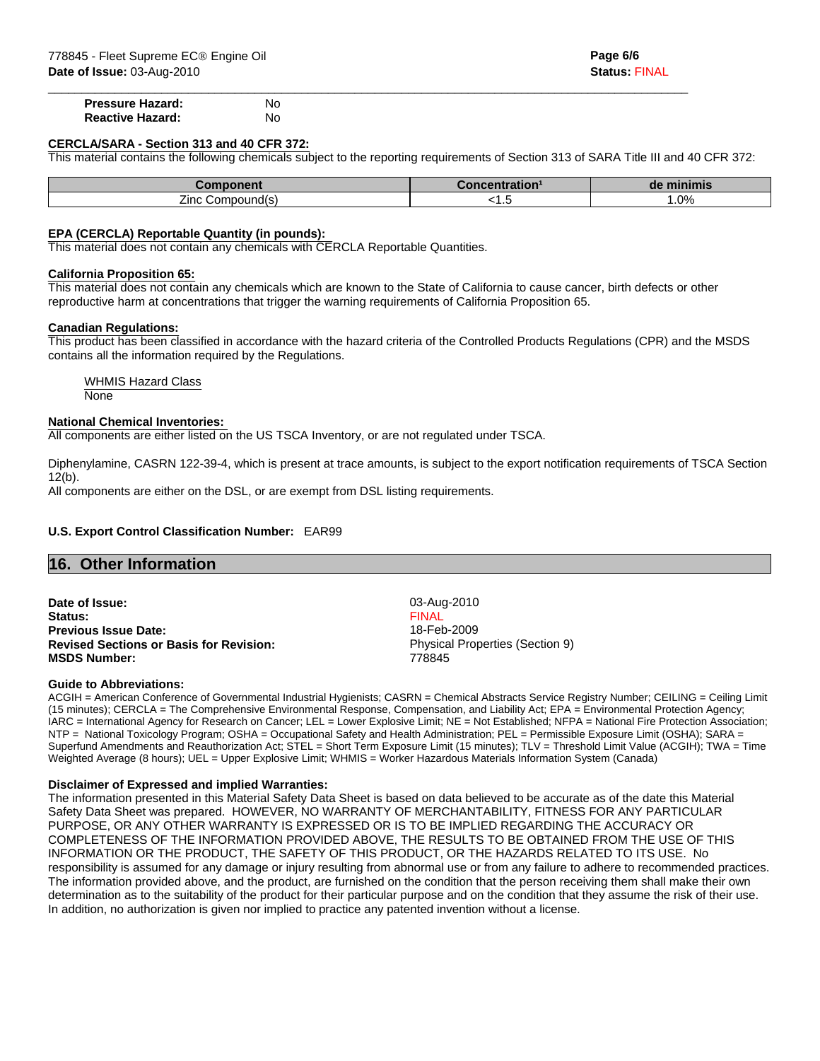**Pressure Hazard:** No
**Reactive Hazard:** No

**CERCLA/SARA - Section 313 and 40 CFR 372:**
This material contains the following chemicals subject to the reporting requirements of Section 313 of SARA Title III and 40 CFR 372:

| Component | Concentration[1] | de minimis |
|---|---|---|
| Zinc Compound(s) | <1.5 | 1.0% |

**EPA (CERCLA) Reportable Quantity (in pounds):**
This material does not contain any chemicals with CERCLA Reportable Quantities.

**California Proposition 65:**
This material does not contain any chemicals which are known to the State of California to cause cancer, birth defects or other reproductive harm at concentrations that trigger the warning requirements of California Proposition 65.

**Canadian Regulations:**
This product has been classified in accordance with the hazard criteria of the Controlled Products Regulations (CPR) and the MSDS contains all the information required by the Regulations.

WHMIS Hazard Class
None

**National Chemical Inventories:**
All components are either listed on the US TSCA Inventory, or are not regulated under TSCA.

Diphenylamine, CASRN 122-39-4, which is present at trace amounts, is subject to the export notification requirements of TSCA Section 12(b).
All components are either on the DSL, or are exempt from DSL listing requirements.

**U.S. Export Control Classification Number:** EAR99

## 16. Other Information

**Date of Issue:** 03-Aug-2010
**Status:** FINAL
**Previous Issue Date:** 18-Feb-2009
**Revised Sections or Basis for Revision:** Physical Properties (Section 9)
**MSDS Number:** 778845

**Guide to Abbreviations:**
ACGIH = American Conference of Governmental Industrial Hygienists; CASRN = Chemical Abstracts Service Registry Number; CEILING = Ceiling Limit (15 minutes); CERCLA = The Comprehensive Environmental Response, Compensation, and Liability Act; EPA = Environmental Protection Agency; IARC = International Agency for Research on Cancer; LEL = Lower Explosive Limit; NE = Not Established; NFPA = National Fire Protection Association; NTP = National Toxicology Program; OSHA = Occupational Safety and Health Administration; PEL = Permissible Exposure Limit (OSHA); SARA = Superfund Amendments and Reauthorization Act; STEL = Short Term Exposure Limit (15 minutes); TLV = Threshold Limit Value (ACGIH); TWA = Time Weighted Average (8 hours); UEL = Upper Explosive Limit; WHMIS = Worker Hazardous Materials Information System (Canada)

**Disclaimer of Expressed and implied Warranties:**
The information presented in this Material Safety Data Sheet is based on data believed to be accurate as of the date this Material Safety Data Sheet was prepared. HOWEVER, NO WARRANTY OF MERCHANTABILITY, FITNESS FOR ANY PARTICULAR PURPOSE, OR ANY OTHER WARRANTY IS EXPRESSED OR IS TO BE IMPLIED REGARDING THE ACCURACY OR COMPLETENESS OF THE INFORMATION PROVIDED ABOVE, THE RESULTS TO BE OBTAINED FROM THE USE OF THIS INFORMATION OR THE PRODUCT, THE SAFETY OF THIS PRODUCT, OR THE HAZARDS RELATED TO ITS USE. No responsibility is assumed for any damage or injury resulting from abnormal use or from any failure to adhere to recommended practices. The information provided above, and the product, are furnished on the condition that the person receiving them shall make their own determination as to the suitability of the product for their particular purpose and on the condition that they assume the risk of their use. In addition, no authorization is given nor implied to practice any patented invention without a license.